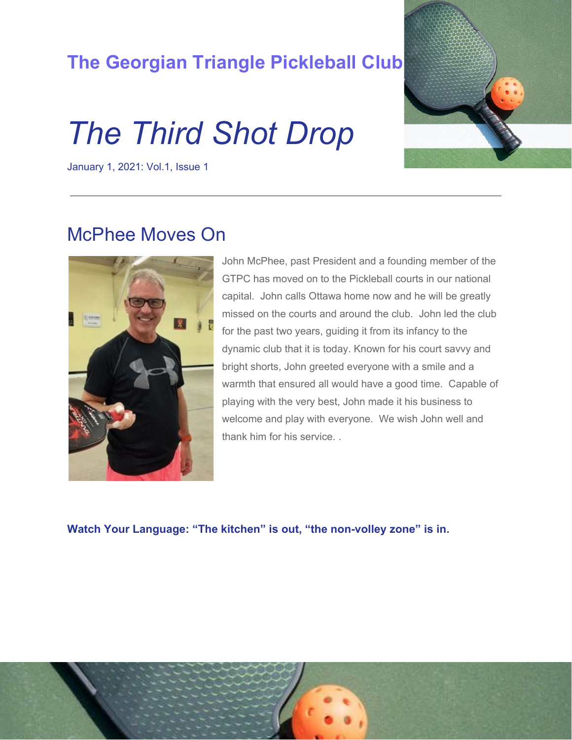**The Georgian Triangle Pickleball Club**

# *The Third Shot Drop*

January 1, 2021: Vol.1, Issue 1

---

## McPhee Moves On

John McPhee, past President and a founding member of the GTPC has moved on to the Pickleball courts in our national capital. John calls Ottawa home now and he will be greatly missed on the courts and around the club. John led the club for the past two years, guiding it from its infancy to the dynamic club that it is today. Known for his court savvy and bright shorts, John greeted everyone with a smile and a warmth that ensured all would have a good time. Capable of playing with the very best, John made it his business to welcome and play with everyone. We wish John well and thank him for his service. .

**Watch Your Language: “The kitchen” is out, “the non-volley zone” is in.**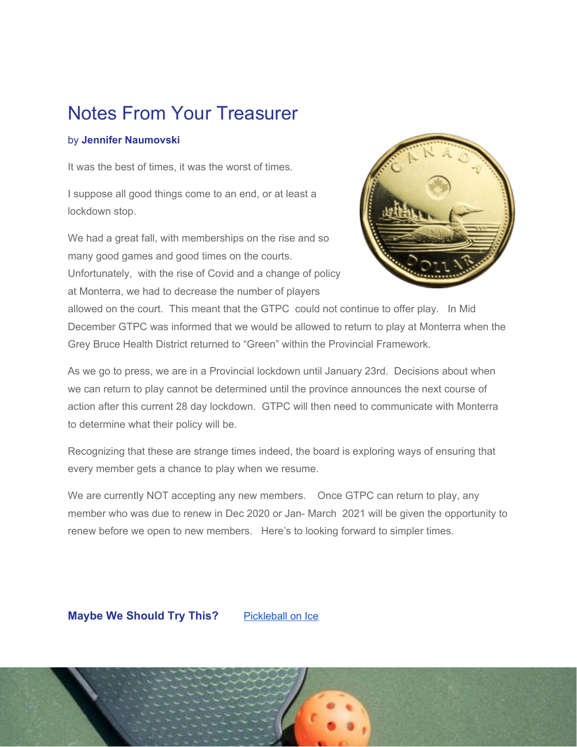# Notes From Your Treasurer

by **Jennifer Naumovski**

It was the best of times, it was the worst of times.

I suppose all good things come to an end, or at least a lockdown stop.

We had a great fall, with memberships on the rise and so many good games and good times on the courts. Unfortunately, with the rise of Covid and a change of policy at Monterra, we had to decrease the number of players allowed on the court. This meant that the GTPC could not continue to offer play. In Mid December GTPC was informed that we would be allowed to return to play at Monterra when the Grey Bruce Health District returned to "Green" within the Provincial Framework.

As we go to press, we are in a Provincial lockdown until January 23rd. Decisions about when we can return to play cannot be determined until the province announces the next course of action after this current 28 day lockdown. GTPC will then need to communicate with Monterra to determine what their policy will be.

Recognizing that these are strange times indeed, the board is exploring ways of ensuring that every member gets a chance to play when we resume.

We are currently NOT accepting any new members. Once GTPC can return to play, any member who was due to renew in Dec 2020 or Jan- March 2021 will be given the opportunity to renew before we open to new members. Here's to looking forward to simpler times.

**Maybe We Should Try This?** Pickleball on Ice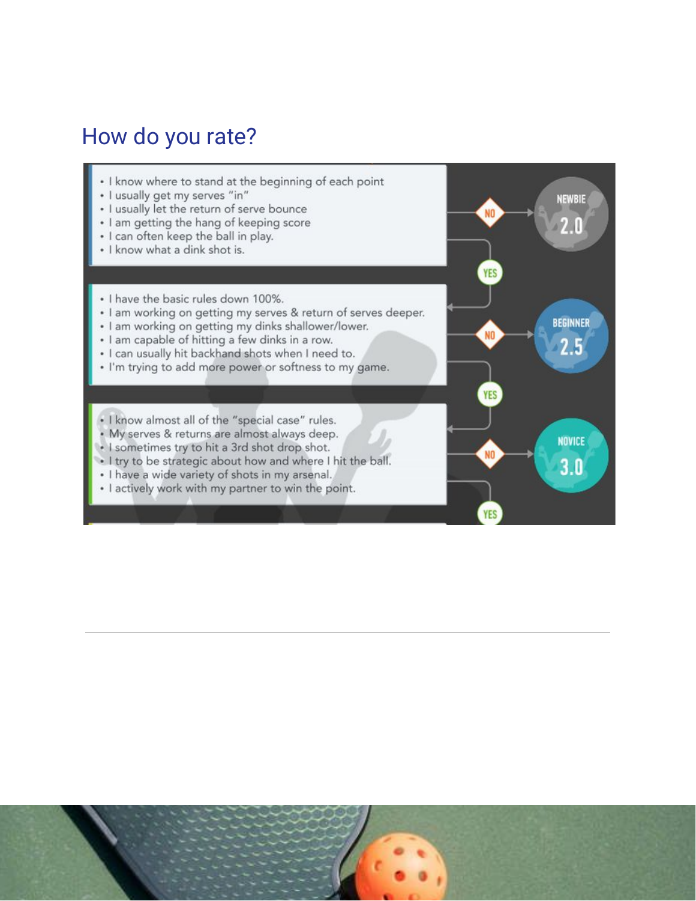## How do you rate?

- I know where to stand at the beginning of each point
- I usually get my serves "in"
- I usually let the return of serve bounce
- I am getting the hang of keeping score
- I can often keep the ball in play.
- I know what a dink shot is.

NO → NEWBIE 2.0

YES ↓

- I have the basic rules down 100%.
- I am working on getting my serves & return of serves deeper.
- I am working on getting my dinks shallower/lower.
- I am capable of hitting a few dinks in a row.
- I can usually hit backhand shots when I need to.
- I'm trying to add more power or softness to my game.

NO → BEGINNER 2.5

YES ↓

- I know almost all of the "special case" rules.
- My serves & returns are almost always deep.
- I sometimes try to hit a 3rd shot drop shot.
- I try to be strategic about how and where I hit the ball.
- I have a wide variety of shots in my arsenal.
- I actively work with my partner to win the point.

NO → NOVICE 3.0

YES ↓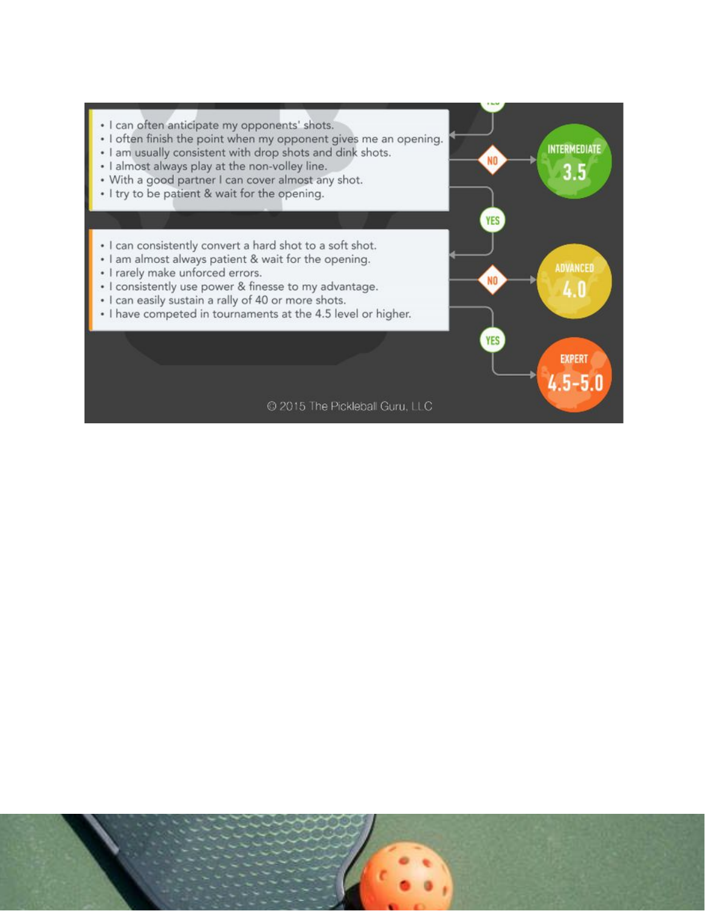- I can often anticipate my opponents' shots.
- I often finish the point when my opponent gives me an opening.
- I am usually consistent with drop shots and dink shots.
- I almost always play at the non-volley line.
- With a good partner I can cover almost any shot.
- I try to be patient & wait for the opening.

NO → INTERMEDIATE 3.5

YES

- I can consistently convert a hard shot to a soft shot.
- I am almost always patient & wait for the opening.
- I rarely make unforced errors.
- I consistently use power & finesse to my advantage.
- I can easily sustain a rally of 40 or more shots.
- I have competed in tournaments at the 4.5 level or higher.

NO → ADVANCED 4.0

YES → EXPERT 4.5-5.0

© 2015 The Pickleball Guru, LLC